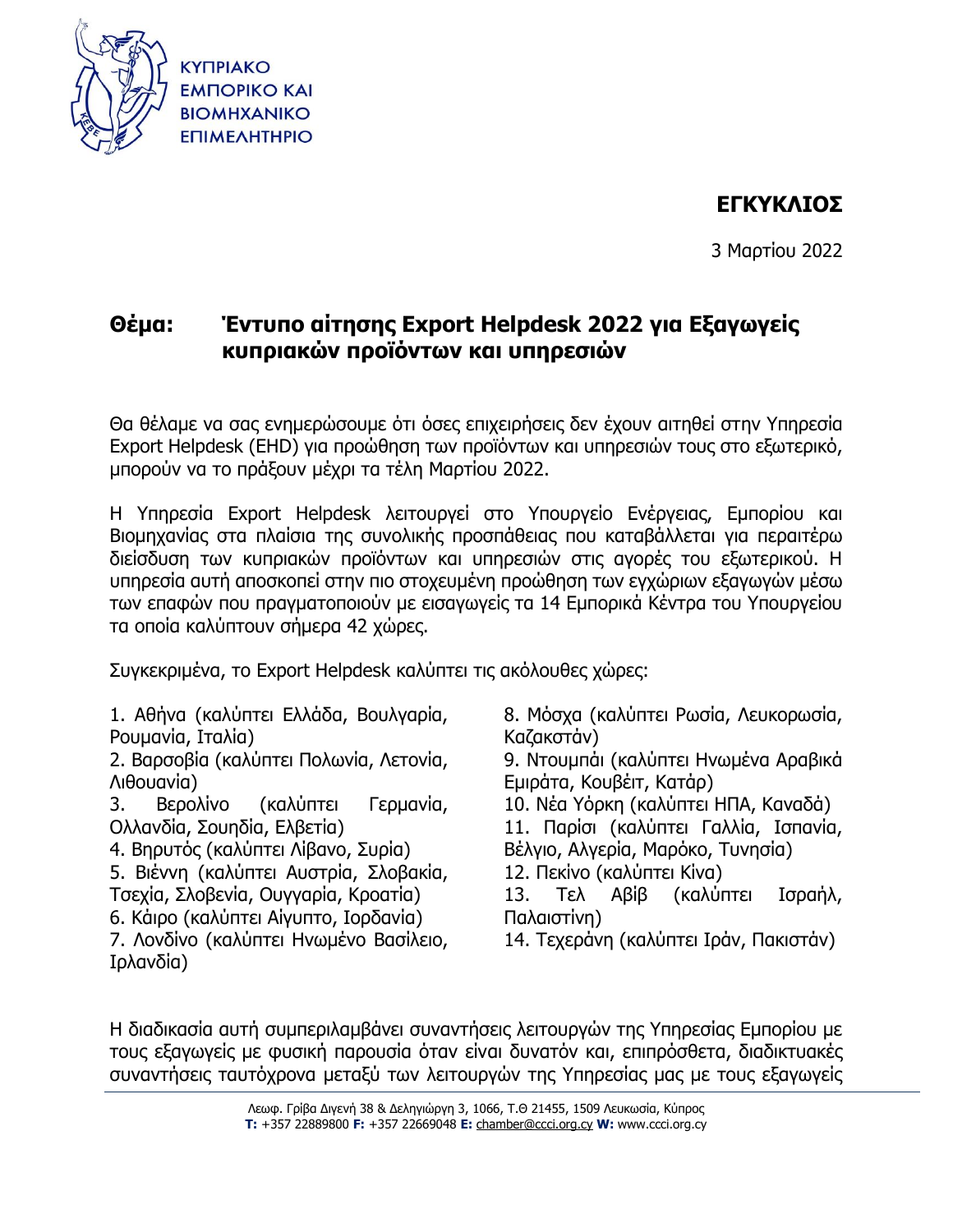ΚΥΠΡΙΑΚΟ ΕΜΠΟΡΙΚΟ ΚΑΙ ΒΙΟΜΗΧΑΝΙΚΟ ΕΠΙΜΕΛΗΤΗΡΙΟ

# ΕΓΚΥΚΛΙΟΣ

3 Μαρτίου 2022

## Θέμα: Έντυπο αίτησης Export Helpdesk 2022 για Εξαγωγείς κυπριακών προϊόντων και υπηρεσιών

Θα θέλαμε να σας ενημερώσουμε ότι όσες επιχειρήσεις δεν έχουν αιτηθεί στην Υπηρεσία Export Helpdesk (EHD) για προώθηση των προϊόντων και υπηρεσιών τους στο εξωτερικό, μπορούν να το πράξουν μέχρι τα τέλη Μαρτίου 2022.

Η Υπηρεσία Export Helpdesk λειτουργεί στο Υπουργείο Ενέργειας, Εμπορίου και Βιομηχανίας στα πλαίσια της συνολικής προσπάθειας που καταβάλλεται για περαιτέρω διείσδυση των κυπριακών προϊόντων και υπηρεσιών στις αγορές του εξωτερικού. Η υπηρεσία αυτή αποσκοπεί στην πιο στοχευμένη προώθηση των εγχώριων εξαγωγών μέσω των επαφών που πραγματοποιούν με εισαγωγείς τα 14 Εμπορικά Κέντρα του Υπουργείου τα οποία καλύπτουν σήμερα 42 χώρες.

Συγκεκριμένα, το Export Helpdesk καλύπτει τις ακόλουθες χώρες:

1. Αθήνα (καλύπτει Ελλάδα, Βουλγαρία, Ρουμανία, Ιταλία)
2. Βαρσοβία (καλύπτει Πολωνία, Λετονία, Λιθουανία)
3. Βερολίνο (καλύπτει Γερμανία, Ολλανδία, Σουηδία, Ελβετία)
4. Βηρυτός (καλύπτει Λίβανο, Συρία)
5. Βιέννη (καλύπτει Αυστρία, Σλοβακία, Τσεχία, Σλοβενία, Ουγγαρία, Κροατία)
6. Κάιρο (καλύπτει Αίγυπτο, Ιορδανία)
7. Λονδίνο (καλύπτει Ηνωμένο Βασίλειο, Ιρλανδία)
8. Μόσχα (καλύπτει Ρωσία, Λευκορωσία, Καζακστάν)
9. Ντουμπάι (καλύπτει Ηνωμένα Αραβικά Εμιράτα, Κουβέιτ, Κατάρ)
10. Νέα Υόρκη (καλύπτει ΗΠΑ, Καναδά)
11. Παρίσι (καλύπτει Γαλλία, Ισπανία, Βέλγιο, Αλγερία, Μαρόκο, Τυνησία)
12. Πεκίνο (καλύπτει Κίνα)
13. Τελ Αβίβ (καλύπτει Ισραήλ, Παλαιστίνη)
14. Τεχεράνη (καλύπτει Ιράν, Πακιστάν)

Η διαδικασία αυτή συμπεριλαμβάνει συναντήσεις λειτουργών της Υπηρεσίας Εμπορίου με τους εξαγωγείς με φυσική παρουσία όταν είναι δυνατόν και, επιπρόσθετα, διαδικτυακές συναντήσεις ταυτόχρονα μεταξύ των λειτουργών της Υπηρεσίας μας με τους εξαγωγείς

Λεωφ. Γρίβα Διγενή 38 & Δεληγιώργη 3, 1066, Τ.Θ 21455, 1509 Λευκωσία, Κύπρος
**T:** +357 22889800 **F:** +357 22669048 **E:** chamber@ccci.org.cy **W:** www.ccci.org.cy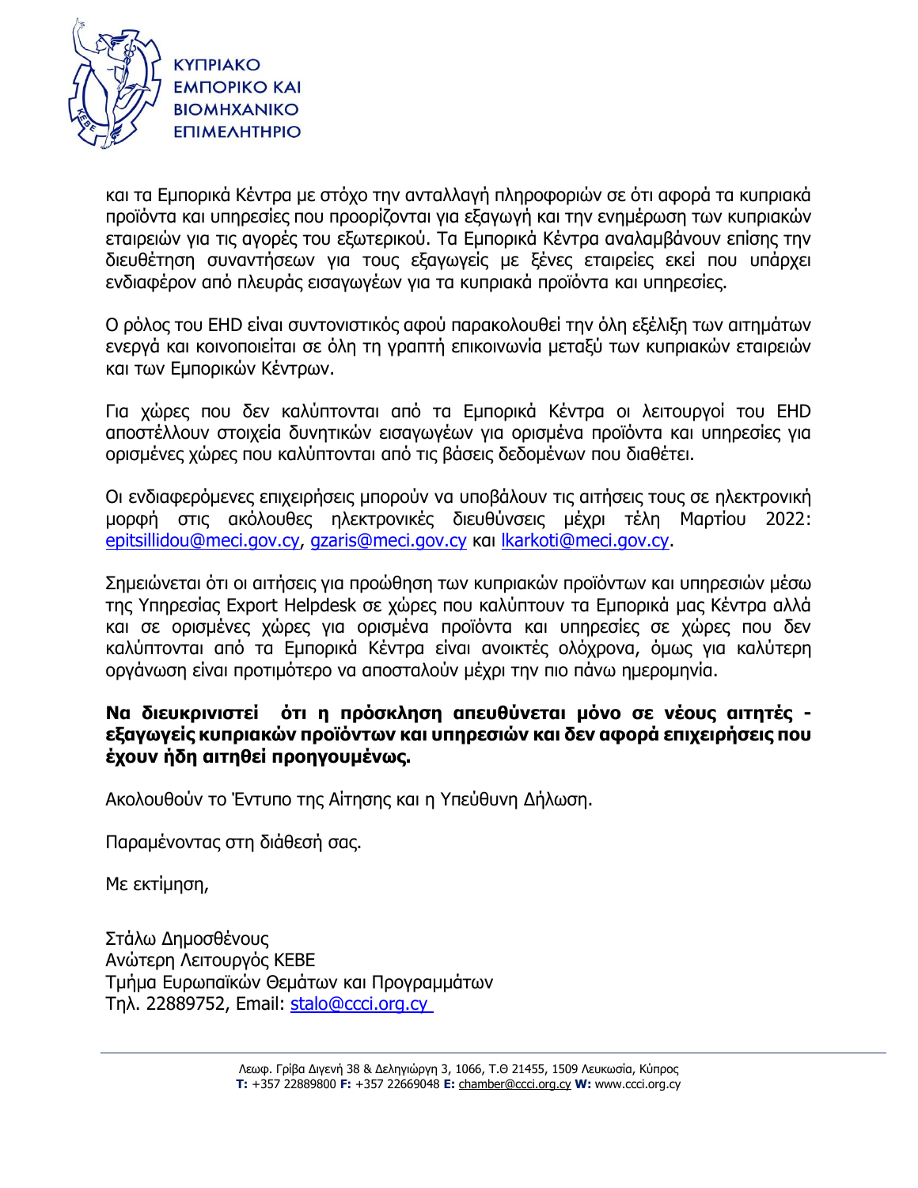και τα Εμπορικά Κέντρα με στόχο την ανταλλαγή πληροφοριών σε ότι αφορά τα κυπριακά προϊόντα και υπηρεσίες που προορίζονται για εξαγωγή και την ενημέρωση των κυπριακών εταιρειών για τις αγορές του εξωτερικού. Τα Εμπορικά Κέντρα αναλαμβάνουν επίσης την διευθέτηση συναντήσεων για τους εξαγωγείς με ξένες εταιρείες εκεί που υπάρχει ενδιαφέρον από πλευράς εισαγωγέων για τα κυπριακά προϊόντα και υπηρεσίες.

Ο ρόλος του EHD είναι συντονιστικός αφού παρακολουθεί την όλη εξέλιξη των αιτημάτων ενεργά και κοινοποιείται σε όλη τη γραπτή επικοινωνία μεταξύ των κυπριακών εταιρειών και των Εμπορικών Κέντρων.

Για χώρες που δεν καλύπτονται από τα Εμπορικά Κέντρα οι λειτουργοί του EHD αποστέλλουν στοιχεία δυνητικών εισαγωγέων για ορισμένα προϊόντα και υπηρεσίες για ορισμένες χώρες που καλύπτονται από τις βάσεις δεδομένων που διαθέτει.

Οι ενδιαφερόμενες επιχειρήσεις μπορούν να υποβάλουν τις αιτήσεις τους σε ηλεκτρονική μορφή στις ακόλουθες ηλεκτρονικές διευθύνσεις μέχρι τέλη Μαρτίου 2022: epitsillidou@meci.gov.cy, gzaris@meci.gov.cy και lkarkoti@meci.gov.cy.

Σημειώνεται ότι οι αιτήσεις για προώθηση των κυπριακών προϊόντων και υπηρεσιών μέσω της Υπηρεσίας Export Helpdesk σε χώρες που καλύπτουν τα Εμπορικά μας Κέντρα αλλά και σε ορισμένες χώρες για ορισμένα προϊόντα και υπηρεσίες σε χώρες που δεν καλύπτονται από τα Εμπορικά Κέντρα είναι ανοικτές ολόχρονα, όμως για καλύτερη οργάνωση είναι προτιμότερο να αποσταλούν μέχρι την πιο πάνω ημερομηνία.

**Να διευκρινιστεί ότι η πρόσκληση απευθύνεται μόνο σε νέους αιτητές - εξαγωγείς κυπριακών προϊόντων και υπηρεσιών και δεν αφορά επιχειρήσεις που έχουν ήδη αιτηθεί προηγουμένως.**

Ακολουθούν το Έντυπο της Αίτησης και η Υπεύθυνη Δήλωση.

Παραμένοντας στη διάθεσή σας.

Με εκτίμηση,

Στάλω Δημοσθένους
Ανώτερη Λειτουργός ΚΕΒΕ
Τμήμα Ευρωπαϊκών Θεμάτων και Προγραμμάτων
Τηλ. 22889752, Email: stalo@ccci.org.cy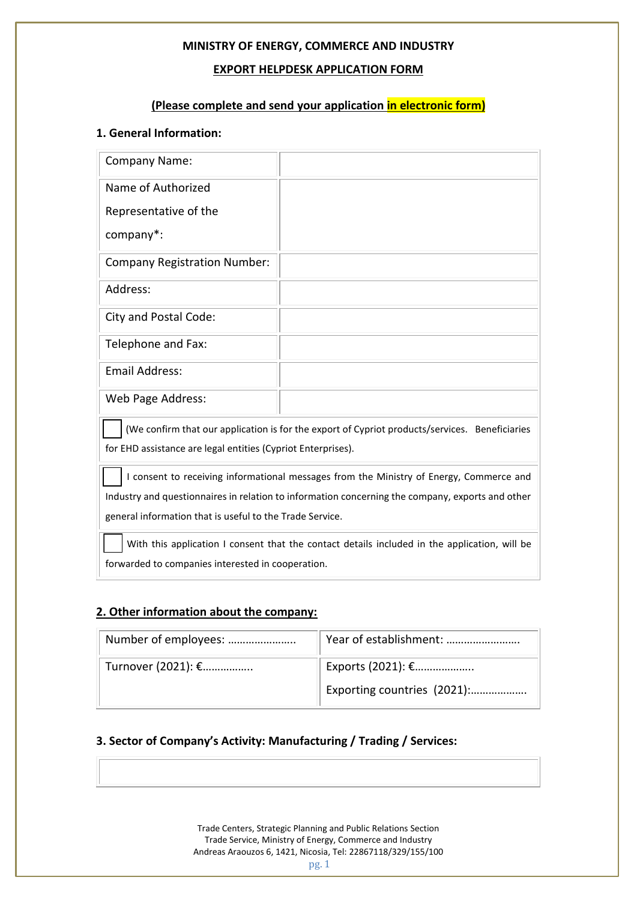**MINISTRY OF ENERGY, COMMERCE AND INDUSTRY**

**EXPORT HELPDESK APPLICATION FORM**

**(Please complete and send your application in electronic form)**

### 1. General Information:

| | |
|---|---|
| Company Name: | |
| Name of Authorized Representative of the company*: | |
| Company Registration Number: | |
| Address: | |
| City and Postal Code: | |
| Telephone and Fax: | |
| Email Address: | |
| Web Page Address: | |

☐ (We confirm that our application is for the export of Cypriot products/services. Beneficiaries for EHD assistance are legal entities (Cypriot Enterprises).

☐ I consent to receiving informational messages from the Ministry of Energy, Commerce and Industry and questionnaires in relation to information concerning the company, exports and other general information that is useful to the Trade Service.

☐ With this application I consent that the contact details included in the application, will be forwarded to companies interested in cooperation.

### 2. Other information about the company:

| | |
|---|---|
| Number of employees: ………………….. | Year of establishment: ……………………. |
| Turnover (2021): €…………….. | Exports (2021): €……………….. <br> Exporting countries (2021):……………… |

### 3. Sector of Company's Activity: Manufacturing / Trading / Services:

| |
|---|
| |

Trade Centers, Strategic Planning and Public Relations Section
Trade Service, Ministry of Energy, Commerce and Industry
Andreas Araouzos 6, 1421, Nicosia, Tel: 22867118/329/155/100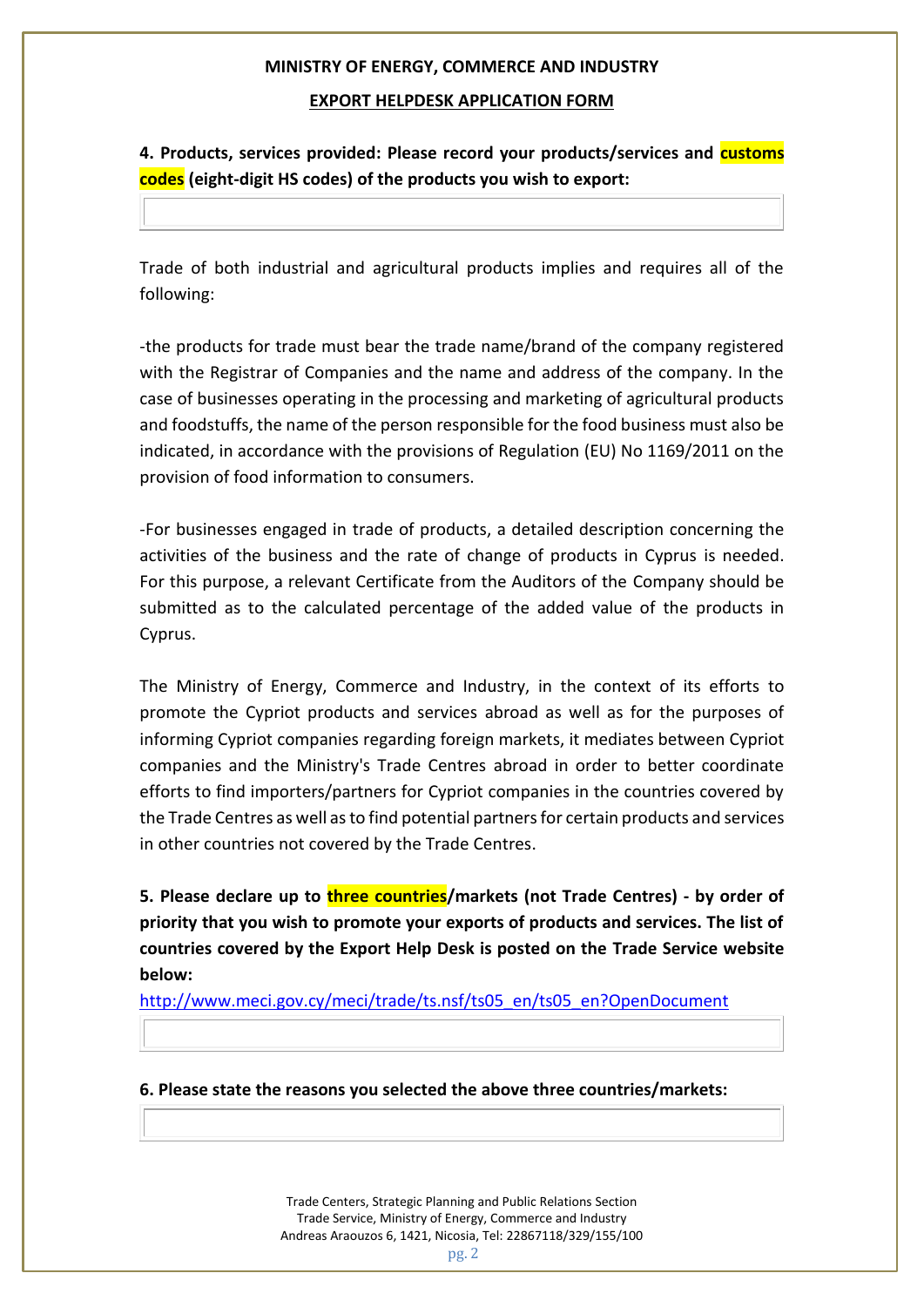**MINISTRY OF ENERGY, COMMERCE AND INDUSTRY**

**EXPORT HELPDESK APPLICATION FORM**

**4. Products, services provided: Please record your products/services and customs codes (eight-digit HS codes) of the products you wish to export:**

| |
|---|
| |

Trade of both industrial and agricultural products implies and requires all of the following:

-the products for trade must bear the trade name/brand of the company registered with the Registrar of Companies and the name and address of the company. In the case of businesses operating in the processing and marketing of agricultural products and foodstuffs, the name of the person responsible for the food business must also be indicated, in accordance with the provisions of Regulation (EU) No 1169/2011 on the provision of food information to consumers.

-For businesses engaged in trade of products, a detailed description concerning the activities of the business and the rate of change of products in Cyprus is needed. For this purpose, a relevant Certificate from the Auditors of the Company should be submitted as to the calculated percentage of the added value of the products in Cyprus.

The Ministry of Energy, Commerce and Industry, in the context of its efforts to promote the Cypriot products and services abroad as well as for the purposes of informing Cypriot companies regarding foreign markets, it mediates between Cypriot companies and the Ministry's Trade Centres abroad in order to better coordinate efforts to find importers/partners for Cypriot companies in the countries covered by the Trade Centres as well as to find potential partners for certain products and services in other countries not covered by the Trade Centres.

**5. Please declare up to three countries/markets (not Trade Centres) - by order of priority that you wish to promote your exports of products and services. The list of countries covered by the Export Help Desk is posted on the Trade Service website below:**

http://www.meci.gov.cy/meci/trade/ts.nsf/ts05_en/ts05_en?OpenDocument

| |
|---|
| |

**6. Please state the reasons you selected the above three countries/markets:**

| |
|---|
| |

Trade Centers, Strategic Planning and Public Relations Section
Trade Service, Ministry of Energy, Commerce and Industry
Andreas Araouzos 6, 1421, Nicosia, Tel: 22867118/329/155/100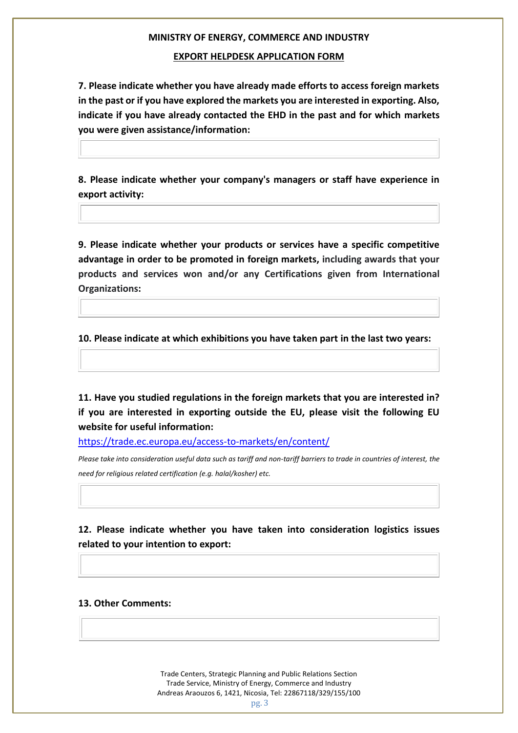**MINISTRY OF ENERGY, COMMERCE AND INDUSTRY**

**EXPORT HELPDESK APPLICATION FORM**

**7. Please indicate whether you have already made efforts to access foreign markets in the past or if you have explored the markets you are interested in exporting. Also, indicate if you have already contacted the EHD in the past and for which markets you were given assistance/information:**

**8. Please indicate whether your company's managers or staff have experience in export activity:**

**9. Please indicate whether your products or services have a specific competitive advantage in order to be promoted in foreign markets, including awards that your products and services won and/or any Certifications given from International Organizations:**

**10. Please indicate at which exhibitions you have taken part in the last two years:**

**11. Have you studied regulations in the foreign markets that you are interested in? if you are interested in exporting outside the EU, please visit the following EU website for useful information:**

https://trade.ec.europa.eu/access-to-markets/en/content/

*Please take into consideration useful data such as tariff and non-tariff barriers to trade in countries of interest, the need for religious related certification (e.g. halal/kosher) etc.*

**12. Please indicate whether you have taken into consideration logistics issues related to your intention to export:**

**13. Other Comments:**

Trade Centers, Strategic Planning and Public Relations Section
Trade Service, Ministry of Energy, Commerce and Industry
Andreas Araouzos 6, 1421, Nicosia, Tel: 22867118/329/155/100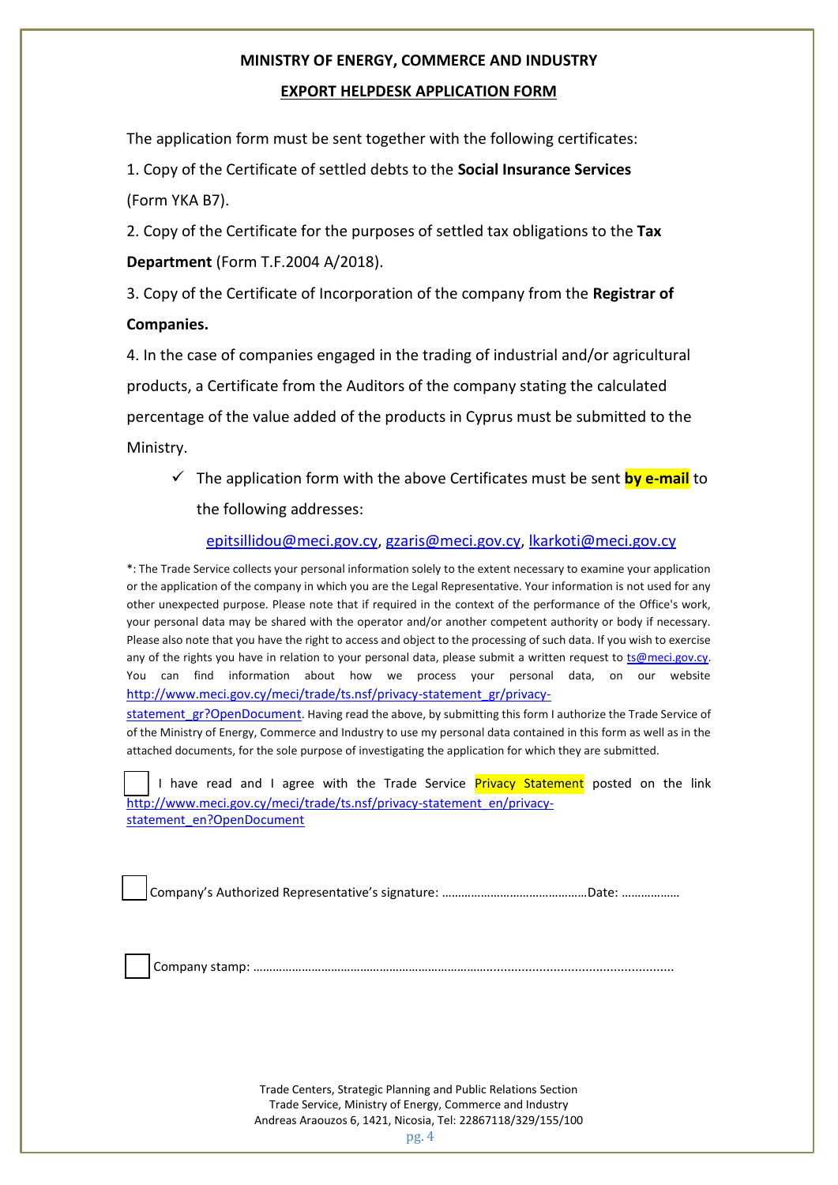**MINISTRY OF ENERGY, COMMERCE AND INDUSTRY**

**EXPORT HELPDESK APPLICATION FORM**

The application form must be sent together with the following certificates:

1. Copy of the Certificate of settled debts to the **Social Insurance Services** (Form YKA B7).

2. Copy of the Certificate for the purposes of settled tax obligations to the **Tax Department** (Form T.F.2004 A/2018).

3. Copy of the Certificate of Incorporation of the company from the **Registrar of Companies.**

4. In the case of companies engaged in the trading of industrial and/or agricultural products, a Certificate from the Auditors of the company stating the calculated percentage of the value added of the products in Cyprus must be submitted to the Ministry.

- ✓ The application form with the above Certificates must be sent **by e-mail** to the following addresses:

  epitsillidou@meci.gov.cy, gzaris@meci.gov.cy, lkarkoti@meci.gov.cy

*: The Trade Service collects your personal information solely to the extent necessary to examine your application or the application of the company in which you are the Legal Representative. Your information is not used for any other unexpected purpose. Please note that if required in the context of the performance of the Office's work, your personal data may be shared with the operator and/or another competent authority or body if necessary. Please also note that you have the right to access and object to the processing of such data. If you wish to exercise any of the rights you have in relation to your personal data, please submit a written request to ts@meci.gov.cy. You can find information about how we process your personal data, on our website http://www.meci.gov.cy/meci/trade/ts.nsf/privacy-statement_gr/privacy-statement_gr?OpenDocument. Having read the above, by submitting this form I authorize the Trade Service of of the Ministry of Energy, Commerce and Industry to use my personal data contained in this form as well as in the attached documents, for the sole purpose of investigating the application for which they are submitted.

☐ I have read and I agree with the Trade Service Privacy Statement posted on the link http://www.meci.gov.cy/meci/trade/ts.nsf/privacy-statement_en/privacy-statement_en?OpenDocument

☐ Company's Authorized Representative's signature: ……………………………………… Date: ………………

☐ Company stamp: ……………………………………………………………………………………………………………

Trade Centers, Strategic Planning and Public Relations Section
Trade Service, Ministry of Energy, Commerce and Industry
Andreas Araouzos 6, 1421, Nicosia, Tel: 22867118/329/155/100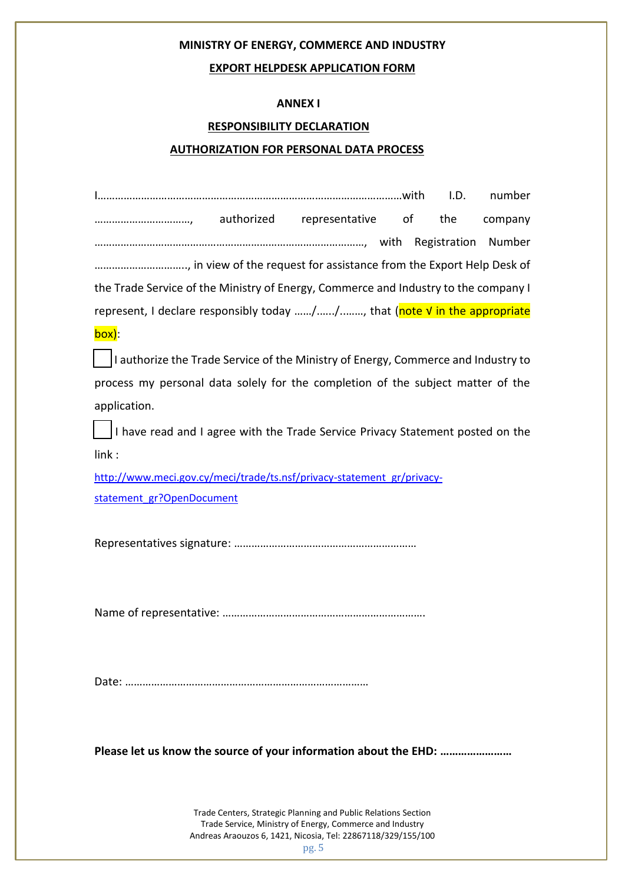**MINISTRY OF ENERGY, COMMERCE AND INDUSTRY**

**EXPORT HELPDESK APPLICATION FORM**

**ANNEX I**

**RESPONSIBILITY DECLARATION**

**AUTHORIZATION FOR PERSONAL DATA PROCESS**

I……………………………………………………………………………………………with I.D. number ……………………………, authorized representative of the company ………………………………………………………………………………, with Registration Number ………………………….., in view of the request for assistance from the Export Help Desk of the Trade Service of the Ministry of Energy, Commerce and Industry to the company I represent, I declare responsibly today ……/……/……., that (note √ in the appropriate box):

☐ I authorize the Trade Service of the Ministry of Energy, Commerce and Industry to process my personal data solely for the completion of the subject matter of the application.

☐ I have read and I agree with the Trade Service Privacy Statement posted on the link :

http://www.meci.gov.cy/meci/trade/ts.nsf/privacy-statement_gr/privacy-statement_gr?OpenDocument

Representatives signature: ……………………………………………………

Name of representative: …………………………………………………………….

Date: …………………………………………………………………………

**Please let us know the source of your information about the EHD: ……………………**

Trade Centers, Strategic Planning and Public Relations Section
Trade Service, Ministry of Energy, Commerce and Industry
Andreas Araouzos 6, 1421, Nicosia, Tel: 22867118/329/155/100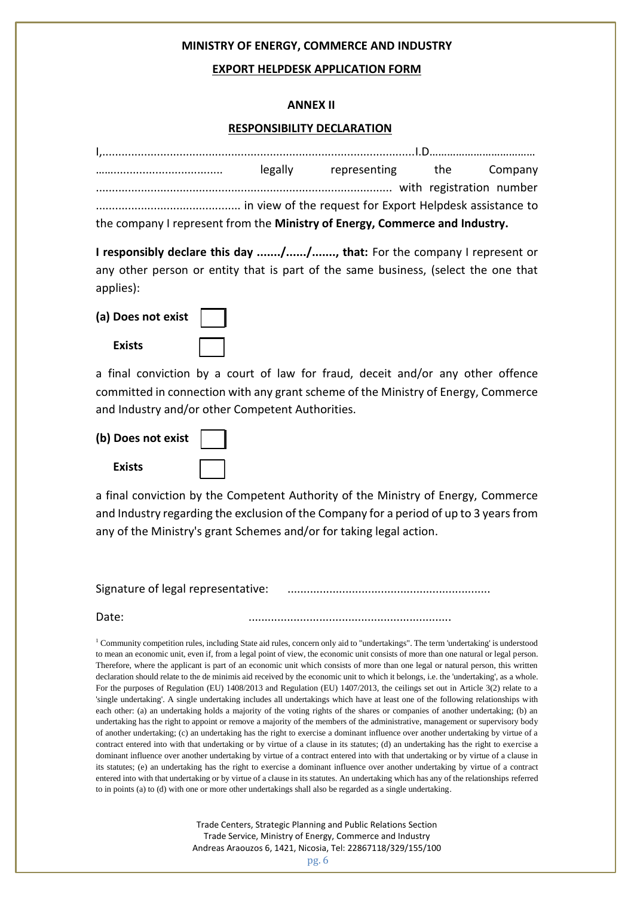**MINISTRY OF ENERGY, COMMERCE AND INDUSTRY**

**EXPORT HELPDESK APPLICATION FORM**

**ANNEX II**

**RESPONSIBILITY DECLARATION**

I,..................................................................................................I.D……………………………… ........................................ legally representing the Company ........................................................................................... with registration number ............................................ in view of the request for Export Helpdesk assistance to the company I represent from the **Ministry of Energy, Commerce and Industry.**

**I responsibly declare this day ......./....../......., that:** For the company I represent or any other person or entity that is part of the same business, (select the one that applies):

**(a) Does not exist** ☐

**Exists** ☐

a final conviction by a court of law for fraud, deceit and/or any other offence committed in connection with any grant scheme of the Ministry of Energy, Commerce and Industry and/or other Competent Authorities.

**(b) Does not exist** ☐

**Exists** ☐

a final conviction by the Competent Authority of the Ministry of Energy, Commerce and Industry regarding the exclusion of the Company for a period of up to 3 years from any of the Ministry's grant Schemes and/or for taking legal action.

Signature of legal representative: ..............................................................

Date: ..............................................................

[1] Community competition rules, including State aid rules, concern only aid to "undertakings". The term 'undertaking' is understood to mean an economic unit, even if, from a legal point of view, the economic unit consists of more than one natural or legal person. Therefore, where the applicant is part of an economic unit which consists of more than one legal or natural person, this written declaration should relate to the de minimis aid received by the economic unit to which it belongs, i.e. the 'undertaking', as a whole. For the purposes of Regulation (EU) 1408/2013 and Regulation (EU) 1407/2013, the ceilings set out in Article 3(2) relate to a 'single undertaking'. A single undertaking includes all undertakings which have at least one of the following relationships with each other: (a) an undertaking holds a majority of the voting rights of the shares or companies of another undertaking; (b) an undertaking has the right to appoint or remove a majority of the members of the administrative, management or supervisory body of another undertaking; (c) an undertaking has the right to exercise a dominant influence over another undertaking by virtue of a contract entered into with that undertaking or by virtue of a clause in its statutes; (d) an undertaking has the right to exercise a dominant influence over another undertaking by virtue of a contract entered into with that undertaking or by virtue of a clause in its statutes; (e) an undertaking has the right to exercise a dominant influence over another undertaking by virtue of a contract entered into with that undertaking or by virtue of a clause in its statutes. An undertaking which has any of the relationships referred to in points (a) to (d) with one or more other undertakings shall also be regarded as a single undertaking.

Trade Centers, Strategic Planning and Public Relations Section
Trade Service, Ministry of Energy, Commerce and Industry
Andreas Araouzos 6, 1421, Nicosia, Tel: 22867118/329/155/100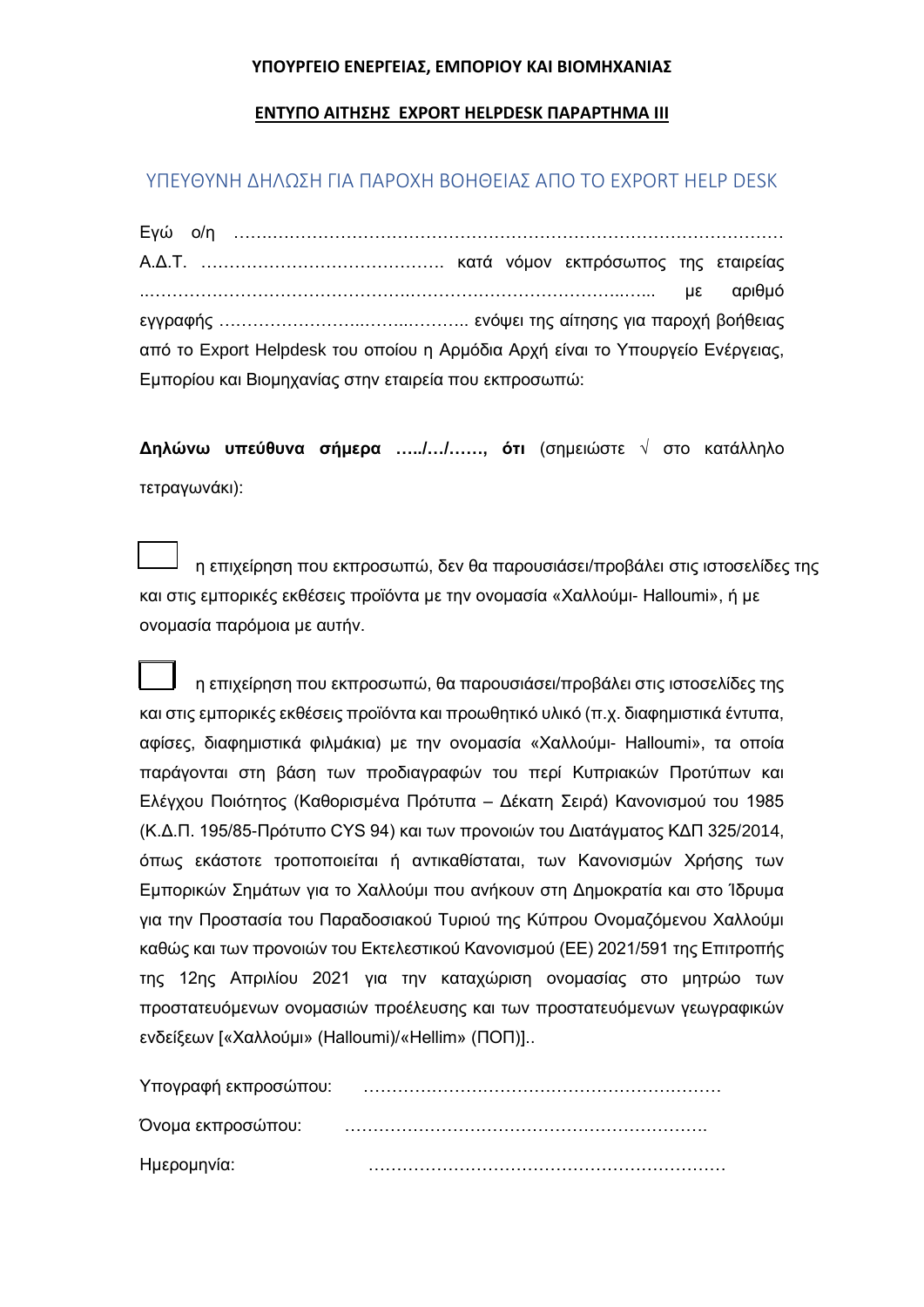**ΥΠΟΥΡΓΕΙΟ ΕΝΕΡΓΕΙΑΣ, ΕΜΠΟΡΙΟΥ ΚΑΙ ΒΙΟΜΗΧΑΝΙΑΣ**

**ΕΝΤΥΠΟ ΑΙΤΗΣΗΣ EXPORT HELPDESK ΠΑΡΑΡΤΗΜΑ III**

## ΥΠΕΥΘΥΝΗ ΔΗΛΩΣΗ ΓΙΑ ΠΑΡΟΧΗ ΒΟΗΘΕΙΑΣ ΑΠΟ ΤΟ EXPORT HELP DESK

Εγώ ο/η ………………………………………………………………………………………
Α.Δ.Τ. ……………………………………. κατά νόμον εκπρόσωπος της εταιρείας ………………………………………………………………………………….. με αριθμό εγγραφής ………………………………….. ενόψει της αίτησης για παροχή βοήθειας από το Export Helpdesk του οποίου η Αρμόδια Αρχή είναι το Υπουργείο Ενέργειας, Εμπορίου και Βιομηχανίας στην εταιρεία που εκπροσωπώ:

**Δηλώνω υπεύθυνα σήμερα …../…/……, ότι** (σημειώστε √ στο κατάλληλο τετραγωνάκι):

☐ η επιχείρηση που εκπροσωπώ, δεν θα παρουσιάσει/προβάλει στις ιστοσελίδες της και στις εμπορικές εκθέσεις προϊόντα με την ονομασία «Χαλλούμι- Halloumi», ή με ονομασία παρόμοια με αυτήν.

☐ η επιχείρηση που εκπροσωπώ, θα παρουσιάσει/προβάλει στις ιστοσελίδες της και στις εμπορικές εκθέσεις προϊόντα και προωθητικό υλικό (π.χ. διαφημιστικά έντυπα, αφίσες, διαφημιστικά φιλμάκια) με την ονομασία «Χαλλούμι- Halloumi», τα οποία παράγονται στη βάση των προδιαγραφών του περί Κυπριακών Προτύπων και Ελέγχου Ποιότητος (Καθορισμένα Πρότυπα – Δέκατη Σειρά) Κανονισμού του 1985 (Κ.Δ.Π. 195/85-Πρότυπο CYS 94) και των προνοιών του Διατάγματος ΚΔΠ 325/2014, όπως εκάστοτε τροποποιείται ή αντικαθίσταται, των Κανονισμών Χρήσης των Εμπορικών Σημάτων για το Χαλλούμι που ανήκουν στη Δημοκρατία και στο Ίδρυμα για την Προστασία του Παραδοσιακού Τυριού της Κύπρου Ονομαζόμενου Χαλλούμι καθώς και των προνοιών του Εκτελεστικού Κανονισμού (ΕΕ) 2021/591 της Επιτροπής της 12ης Απριλίου 2021 για την καταχώριση ονομασίας στο μητρώο των προστατευόμενων ονομασιών προέλευσης και των προστατευόμενων γεωγραφικών ενδείξεων [«Χαλλούμι» (Halloumi)/«Hellim» (ΠΟΠ)]..

Υπογραφή εκπροσώπου: ………………………………………………………

Όνομα εκπροσώπου: ………………………………………………………

Ημερομηνία: ………………………………………………………